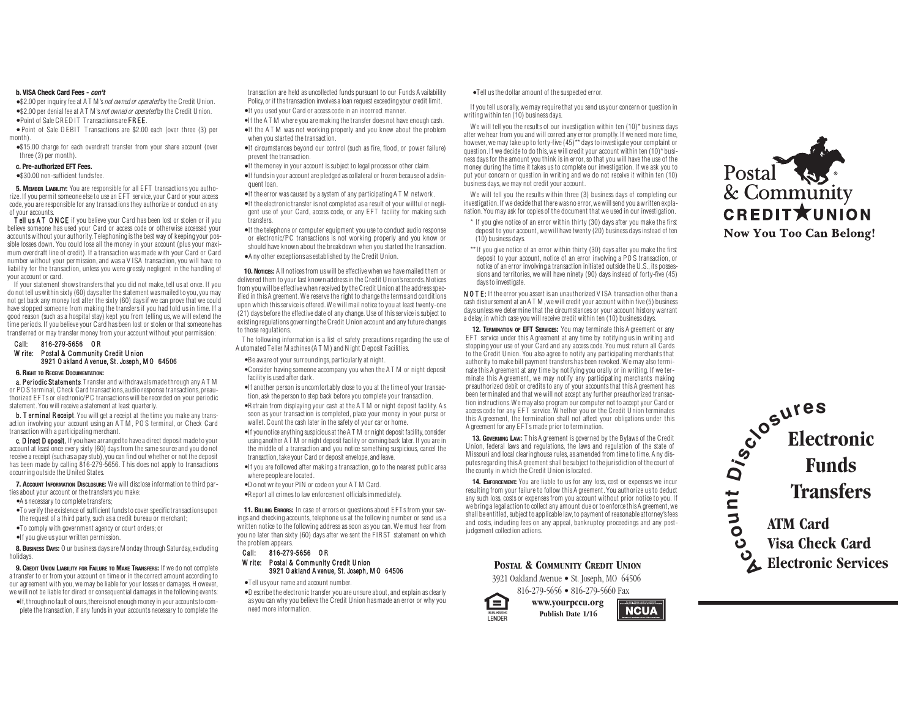**b. VISA Check Card Fees - *con't***

- $2.00 per inquiry fee at ATM's *not owned or operated* by the Credit Union.
- $2.00 per denial fee at ATM's *not owned or operated* by the Credit Union.
- Point of Sale CREDIT Transactions are **FREE**.
- Point of Sale DEBIT Transactions are $2.00 each (over three (3) per month).
- $15.00 charge for each overdraft transfer from your share account (over three (3) per month).

**c. Pre-authorized EFT Fees.**

- $30.00 non-sufficient funds fee.

**5. MEMBER LIABILITY:** You are responsible for all EFT transactions you authorize. If you permit someone else to use an EFT service, your Card or your access code, you are responsible for any transactions they authorize or conduct on any of your accounts.

**Tell us AT ONCE** if you believe your Card has been lost or stolen or if you believe someone has used your Card or access code or otherwise accessed your accounts without your authority. Telephoning is the best way of keeping your possible losses down. You could lose all the money in your account (plus your maximum overdraft line of credit). If a transaction was made with your Card or Card number without your permission, and was a VISA transaction, you will have no liability for the transaction, unless you were grossly negligent in the handling of your account or card.

If your statement shows transfers that you did not make, tell us at once. If you do not tell us within sixty (60) days after the statement was mailed to you, you may not get back any money lost after the sixty (60) days if we can prove that we could have stopped someone from making the transfers if you had told us in time. If a good reason (such as a hospital stay) kept you from telling us, we will extend the time periods. If you believe your Card has been lost or stolen or that someone has transferred or may transfer money from your account without your permission:

**Call: 816-279-5656 OR**
**Write: Postal & Community Credit Union**
**3921 Oakland Avenue, St. Joseph, MO 64506**

**6. RIGHT TO RECEIVE DOCUMENTATION:**

**a. Periodic Statements**. Transfer and withdrawals made through any ATM or POS terminal, Check Card transactions, audio response transactions, preauthorized EFTs or electronic/PC transactions will be recorded on your periodic statement. You will receive a statement at least quarterly.

**b. Terminal Receipt**. You will get a receipt at the time you make any transaction involving your account using an ATM, POS terminal, or Check Card transaction with a participating merchant.

**c. Direct Deposit.** If you have arranged to have a direct deposit made to your account at least once every sixty (60) days from the same source and you do not receive a receipt (such as a pay stub), you can find out whether or not the deposit has been made by calling 816-279-5656. This does not apply to transactions occurring outside the United States.

**7. ACCOUNT INFORMATION DISCLOSURE:** We will disclose information to third parties about your account or the transfers you make:

- As necessary to complete transfers;
- To verify the existence of sufficient funds to cover specific transactions upon the request of a third party, such as a credit bureau or merchant;
- To comply with government agency or court orders; or
- If you give us your written permission.

**8. BUSINESS DAYS:** Our business days are Monday through Saturday, excluding holidays.

**9. CREDIT UNION LIABILITY FOR FAILURE TO MAKE TRANSFERS:** If we do not complete a transfer to or from your account on time or in the correct amount according to our agreement with you, we may be liable for your losses or damages. However, we will not be liable for direct or consequential damages in the following events:

- If, through no fault of ours, there is not enough money in your accounts to complete the transaction, if any funds in your accounts necessary to complete the transaction are held as uncollected funds pursuant to our Funds Availability Policy, or if the transaction involves a loan request exceeding your credit limit.
- If you used your Card or access code in an incorrect manner.
- If the ATM where you are making the transfer does not have enough cash.
- If the ATM was not working properly and you knew about the problem when you started the transaction.
- If circumstances beyond our control (such as fire, flood, or power failure) prevent the transaction.
- If the money in your account is subject to legal process or other claim.
- If funds in your account are pledged as collateral or frozen because of a delinquent loan.
- If the error was caused by a system of any participating ATM network.
- If the electronic transfer is not completed as a result of your willful or negligent use of your Card, access code, or any EFT facility for making such transfers.
- If the telephone or computer equipment you use to conduct audio response or electronic/PC transactions is not working properly and you know or should have known about the breakdown when you started the transaction.
- Any other exceptions as established by the Credit Union.

**10. NOTICES:** All notices from us will be effective when we have mailed them or delivered them to your last known address in the Credit Union's records. Notices from you will be effective when received by the Credit Union at the address specified in this Agreement. We reserve the right to change the terms and conditions upon which this service is offered. We will mail notice to you at least twenty-one (21) days before the effective date of any change. Use of this service is subject to existing regulations governing the Credit Union account and any future changes to those regulations.

The following information is a list of safety precautions regarding the use of Automated Teller Machines (ATM) and Night Deposit Facilities.

- Be aware of your surroundings, particularly at night.
- Consider having someone accompany you when the ATM or night deposit facility is used after dark.
- If another person is uncomfortably close to you at the time of your transaction, ask the person to step back before you complete your transaction.
- Refrain from displaying your cash at the ATM or night deposit facility. As soon as your transaction is completed, place your money in your purse or wallet. Count the cash later in the safety of your car or home.
- If you notice anything suspicious at the ATM or night deposit facility, consider using another ATM or night deposit facility or coming back later. If you are in the middle of a transaction and you notice something suspicious, cancel the transaction, take your Card or deposit envelope, and leave.
- If you are followed after making a transaction, go to the nearest public area where people are located.
- Do not write your PIN or code on your ATM Card.
- Report all crimes to law enforcement officials immediately.

**11. BILLING ERRORS:** In case of errors or questions about EFTs from your savings and checking accounts, telephone us at the following number or send us a written notice to the following address as soon as you can. We must hear from you no later than sixty (60) days after we sent the FIRST statement on which the problem appears.

**Call: 816-279-5656 OR**
**Write: Postal & Community Credit Union**
**3921 Oakland Avenue, St. Joseph, MO 64506**

- Tell us your name and account number.
- Describe the electronic transfer you are unsure about, and explain as clearly as you can why you believe the Credit Union has made an error or why you need more information.
- Tell us the dollar amount of the suspected error.

If you tell us orally, we may require that you send us your concern or question in writing within ten (10) business days.

We will tell you the results of our investigation within ten (10)* business days after we hear from you and will correct any error promptly. If we need more time, however, we may take up to forty-five (45)** days to investigate your complaint or question. If we decide to do this, we will credit your account within ten (10)* business days for the amount you think is in error, so that you will have the use of the money during the time it takes us to complete our investigation. If we ask you to put your concern or question in writing and we do not receive it within ten (10) business days, we may not credit your account.

We will tell you the results within three (3) business days of completing our investigation. If we decide that there was no error, we will send you a written explanation. You may ask for copies of the document that we used in our investigation.

\* If you give notice of an error within thirty (30) days after you make the first deposit to your account, we will have twenty (20) business days instead of ten (10) business days.

\*\* If you give notice of an error within thirty (30) days after you make the first deposit to your account, notice of an error involving a POS transaction, or notice of an error involving a transaction initiated outside the U.S., its possessions and territories, we will have ninety (90) days instead of forty-five (45) days to investigate.

**NOTE:** If the error you assert is an unauthorized VISA transaction other than a cash disbursement at an ATM, we will credit your account within five (5) business days unless we determine that the circumstances or your account history warrant a delay, in which case you will receive credit within ten (10) business days.

**12. TERMINATION OF EFT SERVICES:** You may terminate this Agreement or any EFT service under this Agreement at any time by notifying us in writing and stopping your use of your Card and any access code. You must return all Cards to the Credit Union. You also agree to notify any participating merchants that authority to make bill payment transfers has been revoked. We may also terminate this Agreement at any time by notifying you orally or in writing. If we terminate this Agreement, we may notify any participating merchants making preauthorized debit or credits to any of your accounts that this Agreement has been terminated and that we will not accept any further preauthorized transaction instructions. We may also program our computer not to accept your Card or access code for any EFT service. Whether you or the Credit Union terminates this Agreement, the termination shall not affect your obligations under this Agreement for any EFTs made prior to termination.

**13. GOVERNING LAW:** This Agreement is governed by the Bylaws of the Credit Union, federal laws and regulations, the laws and regulation of the state of Missouri and local clearinghouse rules, as amended from time to time. Any disputes regarding this Agreement shall be subject to the jurisdiction of the court of the county in which the Credit Union is located.

**14. ENFORCEMENT:** You are liable to us for any loss, cost or expenses we incur resulting from your failure to follow this Agreement. You authorize us to deduct any such loss, costs or expenses from your account without prior notice to you. If we bring a legal action to collect any amount due or to enforce this Agreement, we shall be entitled, subject to applicable law, to payment of reasonable attorney's fees and costs, including fees on any appeal, bankruptcy proceedings and any post-judgement collection actions.

**POSTAL & COMMUNITY CREDIT UNION**
3921 Oakland Avenue • St. Joseph, MO 64506
816-279-5656 • 816-279-5660 Fax
**www.yourpccu.org**
**Publish Date 1/16**

EQUAL HOUSING LENDER

NCUA

Postal & Community CREDIT UNION
Now You Too Can Belong!

# Account Disclosures

# Electronic Funds Transfers

## ATM Card
## Visa Check Card
## Electronic Services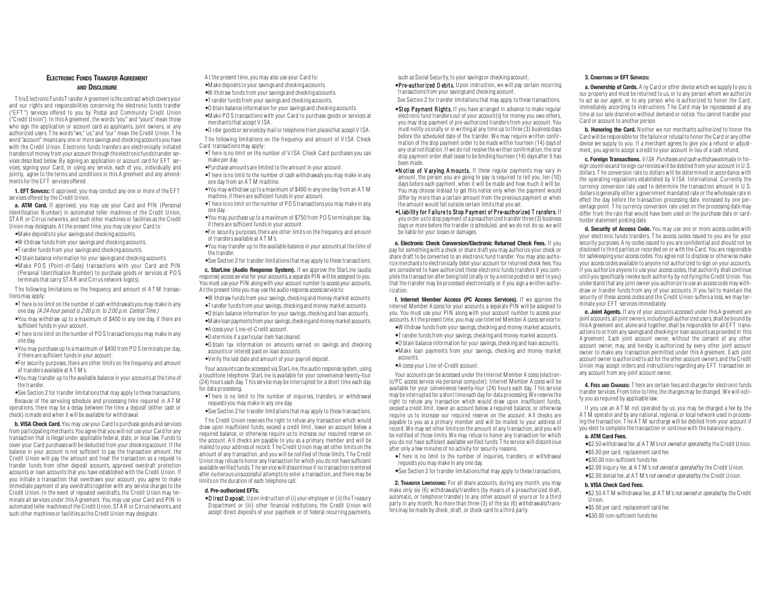## Electronic Funds Transfer Agreement and Disclosure

This Electronic Funds Transfer Agreement is the contract which covers your and our rights and responsibilities concerning the electronic funds transfer ("EFT") services offered to you by Postal and Community Credit Union ("Credit Union"). In this Agreement, the words "you" and "yours" mean those who sign the application or account card as applicants, joint owners, or any authorized users. The words "we," "us," and "our" mean the Credit Union. The word "account" means any one or more savings and checking accounts you have with the Credit Union. Electronic funds transfers are electronically initiated transfers of money from your account through the electronic funds transfer services described below. By signing an application or account card for EFT services, signing your Card, or using any service, each of you, individually and jointly, agree to the terms and conditions in this Agreement and any amendments for the EFT services offered.

**1. EFT Services:** If approved, you may conduct any one or more of the EFT services offered by the Credit Union.

**a. ATM Card.** If approved, you may use your Card and PIN (Personal Identification Number) in automated teller machines of the Credit Union, STAR or Cirrus networks, and such other machines or facilities as the Credit Union may designate. At the present time, you may use your Card to:

- Make deposits to your savings and checking accounts.
- Withdraw funds from your savings and checking accounts.
- Transfer funds from your savings and checking accounts.
- Obtain balance information for your savings and checking accounts.
- Make POS (Point-of-Sale) transactions with your Card and PIN (Personal Identification Number) to purchase goods or services at POS terminals that carry STAR and Cirrus network logo(s).

The following limitations on the frequency and amount of ATM transactions may apply:

- There is no limit on the number of cash withdrawals you may make in any one day. *(A 24-hour period is 2:00 p.m. to 2:00 p.m. Central Time.)*
- You may withdraw up to a maximum of $400 in any one day, if there are sufficient funds in your account.
- There is no limit on the number of POS transactions you may make in any one day.
- You may purchase up to a maximum of $400 from POS terminals per day, if there are sufficient funds in your account.
- For security purposes, there are other limits on the frequency and amount of transfers available at ATM's.
- You may transfer up to the available balance in your accounts at the time of the transfer.
- See Section 2 for transfer limitations that may apply to these transactions.

Because of the servicing schedule and processing time required in ATM operations, there may be a delay between the time a deposit (either cash or check) is made and when it will be available for withdrawal.

**b. VISA Check Card.** You may use your Card to purchase goods and services from participating merchants. You agree that you will not use your Card for any transaction that is illegal under applicable federal, state, or local law. Funds to cover your Card purchases will be deducted from your checking account. If the balance in your account is not sufficient to pay the transaction amount, the Credit Union will pay the amount and treat the transaction as a request to transfer funds from other deposit accounts, approved overdraft protection accounts or loan accounts that you have established with the Credit Union. If you initiate a transaction that overdraws your account, you agree to make immediate payment of any overdrafts together with any service charges to the Credit Union. In the event of repeated overdrafts, the Credit Union may terminate all services under this Agreement. You may use your Card and PIN in automated teller machines of the Credit Union, STAR or Cirrus networks, and such other machines or facilities as the Credit Union may designate.

At the present time, you may also use your Card to:

- Make deposits to your savings and checking accounts.
- Withdraw funds from your savings and checking accounts.
- Transfer funds from your savings and checking accounts.
- Obtain balance information for your savings and checking accounts.
- Make POS transactions with your Card to purchase goods or services at merchants that accept VISA.
- Order goods or services by mail or telephone from places that accept VISA.

The following limitations on the frequency and amount of VISA Check Card transactions may apply:

- There is no limit on the number of VISA Check Card purchases you can make per day.
- Purchase amounts are limited to the amount in your account.
- There is no limit to the number of cash withdrawals you may make in any one day from an ATM machine.
- You may withdraw up to a maximum of $400 in any one day from an ATM machine, if there are sufficient funds in your account.
- There is no limit on the number of POS transactions you may make in any one day.
- You may purchase up to a maximum of $750 from POS terminals per day, if there are sufficient funds in your account.
- For security purposes, there are other limits on the frequency and amount of transfers available at ATM's.
- You may transfer up to the available balance in your accounts at the time of the transfer.
- See Section 2 for transfer limitations that may apply to these transactions.

**c. StarLine (Audio Response System).** If we approve the StarLine (audio response) access service for your accounts, a separate PIN will be assigned to you. You must use your PIN along with your account number to access your accounts. At the present time you may use the audio response access service to:

- Withdraw funds from your savings, checking and money market accounts.
- Transfer funds from your savings, checking and money market accounts.
- Obtain balance information for your savings, checking and loan accounts.
- Make loan payments from your savings, checking and money market accounts.
- Access your Line-of-Credit account.
- Determine if a particular item has cleared.
- Obtain tax information on amounts earned on savings and checking accounts or interest paid on loan accounts.
- Verify the last date and amount of your payroll deposit.

Your accounts can be accessed via StarLine, the audio response system, using a touchtone telephone. StarLine is available for your convenience twenty-four (24) hours each day. This service may be interrupted for a short time each day for data processing.

- There is no limit to the number of inquiries, transfers, or withdrawal requests you may make in any one day.
- See Section 2 for transfer limitations that may apply to these transactions.

The Credit Union reserves the right to refuse any transaction which would draw upon insufficient funds, exceed a credit limit, lower an account below a required balance, or otherwise require us to increase our required reserve on the account. All checks are payable to you as a primary member and will be mailed to your address of record. The Credit Union may set other limits on the amount of any transaction, and you will be notified of those limits. The Credit Union may refuse to honor any transaction for which you do not have sufficient available verified funds. The service will discontinue if no transaction is entered after numerous unsuccessful attempts to enter a transaction, and there may be limits on the duration of each telephone call.

**d. Pre-authorized EFTs.**

- **Direct Deposit.** Upon instruction of (i) your employer or (ii) the Treasury Department or (iii) other financial institutions, the Credit Union will accept direct deposits of your paycheck or of federal recurring payments, such as Social Security, to your savings or checking account.
- **Pre-authorized Debits.** Upon instruction, we will pay certain recurring transactions from your savings and checking account.

See Section 2 for transfer limitations that may apply to these transactions.

- **Stop Payment Rights.** If you have arranged in advance to make regular electronic fund transfers out of your account(s) for money you owe others, you may stop payment of pre-authorized transfers from your account. You must notify us orally or in writing at any time up to three (3) business days before the scheduled date of the transfer. We may require written confirmation of the stop payment order to be made within fourteen (14) days of any oral notification. If we do not receive the written confirmation, the oral stop payment order shall cease to be binding fourteen (14) days after it has been made.
- **Notice of Varying Amounts.** If these regular payments may vary in amount, the person you are going to pay is required to tell you, ten (10) days before each payment, when it will be made and how much it will be. You may choose instead to get this notice only when the payment would differ by more than a certain amount from the previous payment or when the amount would fall outside certain limits that you set.
- **Liability for Failure to Stop Payment of Pre-authorized Transfers.** If you order us to stop payment of a preauthorized transfer three (3) business days or more before the transfer is scheduled, and we do not do so, we will be liable for your losses or damages.

**e. Electronic Check Conversion/Electronic Returned Check Fees.** If you pay for something with a check or share draft you may authorize your check or share draft to be converted to an electronic fund transfer. You may also authorize merchants to electronically debit your account for returned check fees. You are considered to have authorized these electronic funds transfers if you complete the transaction after being told (orally or by a notice posted or sent to you) that the transfer may be processed electronically or if you sign a written authorization.

**f. Internet Member Access (PC Access Services).** If we approve the Internet Member Access for your accounts, a separate PIN will be assigned to you. You must use your PIN along with your account number to access your accounts. At the present time, you may use Internet Member Access service to:

- Withdraw funds from your savings, checking and money market accounts.
- Transfer funds from your savings, checking and money market accounts.
- Obtain balance information for your savings, checking and loan accounts.
- Make loan payments from your savings, checking and money market accounts.
- Access your Line-of-Credit account.

Your accounts can be accessed under the Internet Member Access (electronic/PC access service via personal computer). Internet Member Access will be available for your convenience twenty-four (24) hours each day. This service may be interrupted for a short time each day for data processing. We reserve the right to refuse any transaction which would draw upon insufficient funds, exceed a credit limit, lower an account below a required balance, or otherwise require us to increase our required reserve on the account. All checks are payable to you as a primary member and will be mailed to your address of record. We may set other limits on the amount of any transaction, and you will be notified of those limits. We may refuse to honor any transaction for which you do not have sufficient available verified funds. The service will discontinue after only a few minutes of no activity for security reasons.

- There is no limit to the number of inquiries, transfers, or withdrawal requests you may make in any one day.
- See Section 2 for transfer limitations that may apply to these transactions.

**2. Transfer Limitations:** For all share accounts, during any month, you may make only six (6) withdrawals/transfers (by means of a preauthorized draft, automatic, or telephone transfer) to any other account of yours or to a third party in any month. No more than three (3) of the six (6) withdrawals/transfers may be made by check, draft, or check card to a third party.

**3. Conditions of EFT Services:**

**a. Ownership of Cards.** Any Card or other device which we supply to you is our property and must be returned to us, or to any person whom we authorize to act as our agent, or to any person who is authorized to honor the Card, immediately according to instructions. The Card may be repossessed at any time at our sole discretion without demand or notice. You cannot transfer your Card or account to another person.

**b. Honoring the Card.** Neither we nor merchants authorized to honor the Card will be responsible for the failure or refusal to honor the Card or any other device we supply to you. If a merchant agrees to give you a refund or adjustment, you agree to accept a credit to your account in lieu of a cash refund.

**c. Foreign Transactions.** *VISA Purchases and cash withdrawals* made in foreign countries and foreign currencies will be debited from your account in U.S. dollars. The conversion rate to dollars will be determined in accordance with the operating regulations established by VISA International. Currently the currency conversion rate used to determine the transaction amount in U.S. dollars is generally either a government mandated rate or the wholesale rate in effect the day before the transaction processing date, increased by one percentage point. The currency conversion rate used on the processing date may differ from the rate that would have been used on the purchase date or cardholder statement posting date.

**d. Security of Access Code.** You may use one or more access codes with your electronic funds transfers. The access codes issued to you are for your security purposes. Any codes issued to you are confidential and should not be disclosed to third parties or recorded on or with the Card. You are responsible for safekeeping your access codes. You agree not to disclose or otherwise make your access codes available to anyone not authorized to sign on your accounts. If you authorize anyone to use your access codes, that authority shall continue until you specifically revoke such authority by notifying the Credit Union. You understand that any joint owner you authorize to use an access code may withdraw or transfer funds from any of your accounts. If you fail to maintain the security of these access codes and the Credit Union suffers a loss, we may terminate your EFT services immediately.

**e. Joint Agents.** If any of your accounts accessed under this Agreement are joint accounts, all joint owners, including all authorized users, shall be bound by this Agreement and, alone and together, shall be responsible for all EFT transactions to or from any savings and checking or loan accounts as provided in this Agreement. Each joint account owner, without the consent of any other account owner, may, and hereby is authorized by every other joint account owner to make any transaction permitted under this Agreement. Each joint account owner is authorized to act for the other account owners, and the Credit Union may accept orders and instructions regarding any EFT transaction on any account from any joint account owner.

**4. Fees and Charges:** There are certain fees and charges for electronic funds transfer services. From time to time, the charges may be changed. We will notify you as required by applicable law.

If you use an ATM not operated by us, you may be charged a fee by the ATM operator and by any national, regional, or local network used in processing the transaction. The ATM surcharge will be debited from your account if you elect to complete the transaction or continue with the balance inquiry.

**a. ATM Card Fees.**

- $2.50 withdrawal fee, at ATM's not *owned or operated* by the Credit Union.
- $5.00 per card, replacement card fee.
- $30.00 non-sufficient funds fee.
- $2.00 inquiry fee, at ATM's *not owned or operated* by the Credit Union.
- $2.00 denial fee, at ATM's *not owned or operated* by the Credit Union.

**b. VISA Check Card Fees.**

- $2.50 ATM withdrawal fee, at ATM's *not owned or operated* by the Credit Union.
- $5.00 per card, replacement card fee.
- $30.00 non-sufficient funds fee.